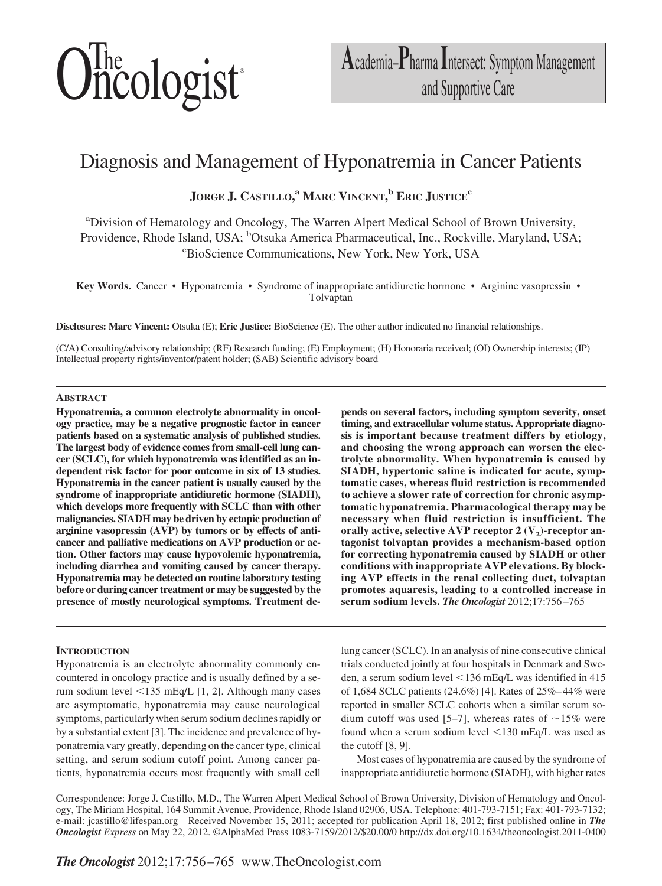Academia–Pharma Intersect: Symptom Management and Supportive Care

# Diagnosis and Management of Hyponatremia in Cancer Patients

**JORGE J. CASTILLO,[a] MARC VINCENT,[b] ERIC JUSTICE[c]**

[a]Division of Hematology and Oncology, The Warren Alpert Medical School of Brown University, Providence, Rhode Island, USA; [b]Otsuka America Pharmaceutical, Inc., Rockville, Maryland, USA; [c]BioScience Communications, New York, New York, USA

**Key Words.** Cancer • Hyponatremia • Syndrome of inappropriate antidiuretic hormone • Arginine vasopressin • Tolvaptan

**Disclosures: Marc Vincent:** Otsuka (E); **Eric Justice:** BioScience (E). The other author indicated no financial relationships.

(C/A) Consulting/advisory relationship; (RF) Research funding; (E) Employment; (H) Honoraria received; (OI) Ownership interests; (IP) Intellectual property rights/inventor/patent holder; (SAB) Scientific advisory board

## ABSTRACT

**Hyponatremia, a common electrolyte abnormality in oncology practice, may be a negative prognostic factor in cancer patients based on a systematic analysis of published studies. The largest body of evidence comes from small-cell lung cancer (SCLC), for which hyponatremia was identified as an independent risk factor for poor outcome in six of 13 studies. Hyponatremia in the cancer patient is usually caused by the syndrome of inappropriate antidiuretic hormone (SIADH), which develops more frequently with SCLC than with other malignancies. SIADH may be driven by ectopic production of arginine vasopressin (AVP) by tumors or by effects of anticancer and palliative medications on AVP production or action. Other factors may cause hypovolemic hyponatremia, including diarrhea and vomiting caused by cancer therapy. Hyponatremia may be detected on routine laboratory testing before or during cancer treatment or may be suggested by the presence of mostly neurological symptoms. Treatment depends on several factors, including symptom severity, onset timing, and extracellular volume status. Appropriate diagnosis is important because treatment differs by etiology, and choosing the wrong approach can worsen the electrolyte abnormality. When hyponatremia is caused by SIADH, hypertonic saline is indicated for acute, symptomatic cases, whereas fluid restriction is recommended to achieve a slower rate of correction for chronic asymptomatic hyponatremia. Pharmacological therapy may be necessary when fluid restriction is insufficient. The orally active, selective AVP receptor 2 ($V_2$)-receptor antagonist tolvaptan provides a mechanism-based option for correcting hyponatremia caused by SIADH or other conditions with inappropriate AVP elevations. By blocking AVP effects in the renal collecting duct, tolvaptan promotes aquaresis, leading to a controlled increase in serum sodium levels.** ***The Oncologist*** **2012;17:756–765**

## INTRODUCTION

Hyponatremia is an electrolyte abnormality commonly encountered in oncology practice and is usually defined by a serum sodium level <135 mEq/L [1, 2]. Although many cases are asymptomatic, hyponatremia may cause neurological symptoms, particularly when serum sodium declines rapidly or by a substantial extent [3]. The incidence and prevalence of hyponatremia vary greatly, depending on the cancer type, clinical setting, and serum sodium cutoff point. Among cancer patients, hyponatremia occurs most frequently with small cell lung cancer (SCLC). In an analysis of nine consecutive clinical trials conducted jointly at four hospitals in Denmark and Sweden, a serum sodium level <136 mEq/L was identified in 415 of 1,684 SCLC patients (24.6%) [4]. Rates of 25%–44% were reported in smaller SCLC cohorts when a similar serum sodium cutoff was used [5–7], whereas rates of ~15% were found when a serum sodium level <130 mEq/L was used as the cutoff [8, 9].

Most cases of hyponatremia are caused by the syndrome of inappropriate antidiuretic hormone (SIADH), with higher rates

Correspondence: Jorge J. Castillo, M.D., The Warren Alpert Medical School of Brown University, Division of Hematology and Oncology, The Miriam Hospital, 164 Summit Avenue, Providence, Rhode Island 02906, USA. Telephone: 401-793-7151; Fax: 401-793-7132; e-mail: jcastillo@lifespan.org Received November 15, 2011; accepted for publication April 18, 2012; first published online in *The Oncologist Express* on May 22, 2012. ©AlphaMed Press 1083-7159/2012/$20.00/0 http://dx.doi.org/10.1634/theoncologist.2011-0400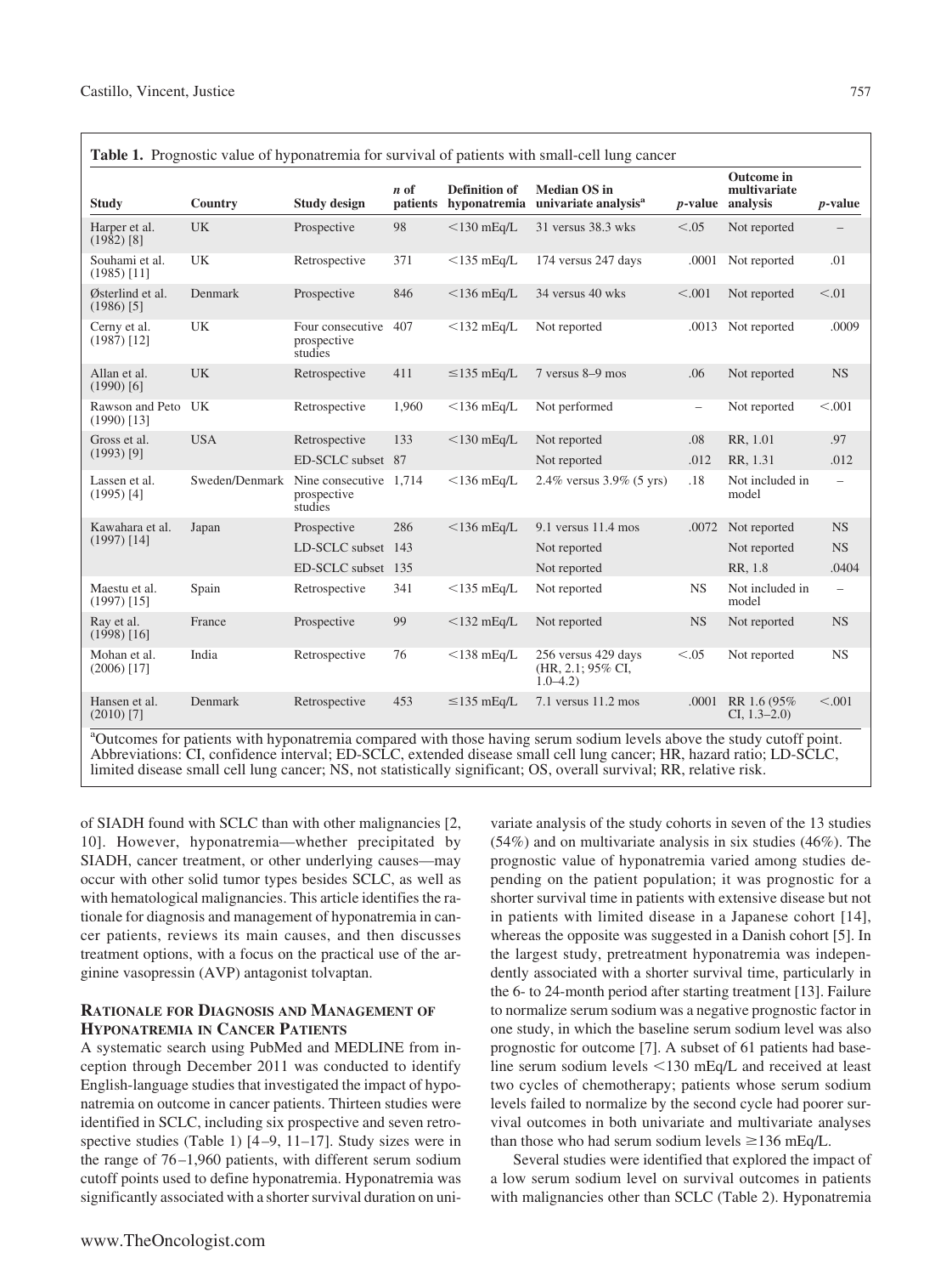**Table 1.** Prognostic value of hyponatremia for survival of patients with small-cell lung cancer

| Study | Country | Study design | *n* of patients | Definition of hyponatremia | Median OS in univariate analysis[a] | *p*-value | Outcome in multivariate analysis | *p*-value |
|---|---|---|---|---|---|---|---|---|
| Harper et al. (1982) [8] | UK | Prospective | 98 | <130 mEq/L | 31 versus 38.3 wks | <.05 | Not reported | – |
| Souhami et al. (1985) [11] | UK | Retrospective | 371 | <135 mEq/L | 174 versus 247 days | .0001 | Not reported | .01 |
| Østerlind et al. (1986) [5] | Denmark | Prospective | 846 | <136 mEq/L | 34 versus 40 wks | <.001 | Not reported | <.01 |
| Cerny et al. (1987) [12] | UK | Four consecutive prospective studies | 407 | <132 mEq/L | Not reported | .0013 | Not reported | .0009 |
| Allan et al. (1990) [6] | UK | Retrospective | 411 | ≤135 mEq/L | 7 versus 8–9 mos | .06 | Not reported | NS |
| Rawson and Peto (1990) [13] | UK | Retrospective | 1,960 | <136 mEq/L | Not performed | – | Not reported | <.001 |
| Gross et al. (1993) [9] | USA | Retrospective | 133 | <130 mEq/L | Not reported | .08 | RR, 1.01 | .97 |
| | | ED-SCLC subset | 87 | | Not reported | .012 | RR, 1.31 | .012 |
| Lassen et al. (1995) [4] | Sweden/Denmark | Nine consecutive prospective studies | 1,714 | <136 mEq/L | 2.4% versus 3.9% (5 yrs) | .18 | Not included in model | – |
| Kawahara et al. (1997) [14] | Japan | Prospective | 286 | <136 mEq/L | 9.1 versus 11.4 mos | .0072 | Not reported | NS |
| | | LD-SCLC subset | 143 | | Not reported | | Not reported | NS |
| | | ED-SCLC subset | 135 | | Not reported | | RR, 1.8 | .0404 |
| Maestu et al. (1997) [15] | Spain | Retrospective | 341 | <135 mEq/L | Not reported | NS | Not included in model | – |
| Ray et al. (1998) [16] | France | Prospective | 99 | <132 mEq/L | Not reported | NS | Not reported | NS |
| Mohan et al. (2006) [17] | India | Retrospective | 76 | <138 mEq/L | 256 versus 429 days (HR, 2.1; 95% CI, 1.0–4.2) | <.05 | Not reported | NS |
| Hansen et al. (2010) [7] | Denmark | Retrospective | 453 | ≤135 mEq/L | 7.1 versus 11.2 mos | .0001 | RR 1.6 (95% CI, 1.3–2.0) | <.001 |

[a]Outcomes for patients with hyponatremia compared with those having serum sodium levels above the study cutoff point.
Abbreviations: CI, confidence interval; ED-SCLC, extended disease small cell lung cancer; HR, hazard ratio; LD-SCLC, limited disease small cell lung cancer; NS, not statistically significant; OS, overall survival; RR, relative risk.

of SIADH found with SCLC than with other malignancies [2, 10]. However, hyponatremia—whether precipitated by SIADH, cancer treatment, or other underlying causes—may occur with other solid tumor types besides SCLC, as well as with hematological malignancies. This article identifies the rationale for diagnosis and management of hyponatremia in cancer patients, reviews its main causes, and then discusses treatment options, with a focus on the practical use of the arginine vasopressin (AVP) antagonist tolvaptan.

## Rationale for Diagnosis and Management of Hyponatremia in Cancer Patients

A systematic search using PubMed and MEDLINE from inception through December 2011 was conducted to identify English-language studies that investigated the impact of hyponatremia on outcome in cancer patients. Thirteen studies were identified in SCLC, including six prospective and seven retrospective studies (Table 1) [4–9, 11–17]. Study sizes were in the range of 76–1,960 patients, with different serum sodium cutoff points used to define hyponatremia. Hyponatremia was significantly associated with a shorter survival duration on univariate analysis of the study cohorts in seven of the 13 studies (54%) and on multivariate analysis in six studies (46%). The prognostic value of hyponatremia varied among studies depending on the patient population; it was prognostic for a shorter survival time in patients with extensive disease but not in patients with limited disease in a Japanese cohort [14], whereas the opposite was suggested in a Danish cohort [5]. In the largest study, pretreatment hyponatremia was independently associated with a shorter survival time, particularly in the 6- to 24-month period after starting treatment [13]. Failure to normalize serum sodium was a negative prognostic factor in one study, in which the baseline serum sodium level was also prognostic for outcome [7]. A subset of 61 patients had baseline serum sodium levels <130 mEq/L and received at least two cycles of chemotherapy; patients whose serum sodium levels failed to normalize by the second cycle had poorer survival outcomes in both univariate and multivariate analyses than those who had serum sodium levels ≥136 mEq/L.

Several studies were identified that explored the impact of a low serum sodium level on survival outcomes in patients with malignancies other than SCLC (Table 2). Hyponatremia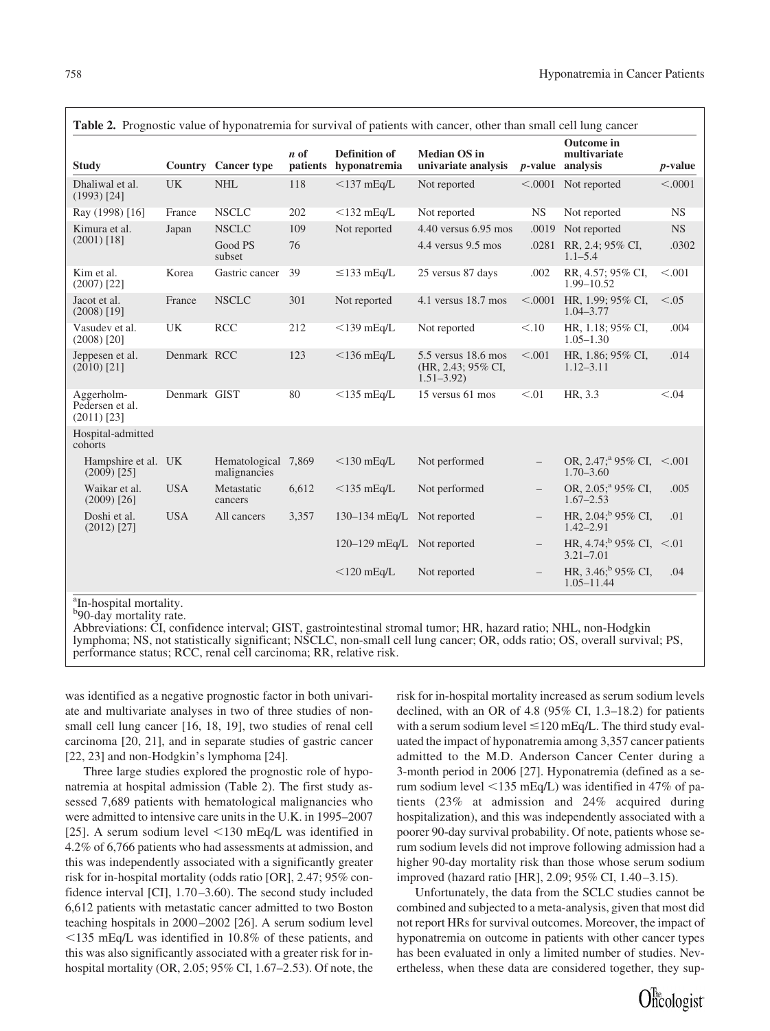**Table 2.** Prognostic value of hyponatremia for survival of patients with cancer, other than small cell lung cancer

| Study | Country | Cancer type | *n* of patients | Definition of hyponatremia | Median OS in univariate analysis | *p*-value | Outcome in multivariate analysis | *p*-value |
|---|---|---|---|---|---|---|---|---|
| Dhaliwal et al. (1993) [24] | UK | NHL | 118 | <137 mEq/L | Not reported | <.0001 | Not reported | <.0001 |
| Ray (1998) [16] | France | NSCLC | 202 | <132 mEq/L | Not reported | NS | Not reported | NS |
| Kimura et al. (2001) [18] | Japan | NSCLC | 109 | Not reported | 4.40 versus 6.95 mos | .0019 | Not reported | NS |
| | | Good PS subset | 76 | | 4.4 versus 9.5 mos | .0281 | RR, 2.4; 95% CI, 1.1–5.4 | .0302 |
| Kim et al. (2007) [22] | Korea | Gastric cancer | 39 | ≤133 mEq/L | 25 versus 87 days | .002 | RR, 4.57; 95% CI, 1.99–10.52 | <.001 |
| Jacot et al. (2008) [19] | France | NSCLC | 301 | Not reported | 4.1 versus 18.7 mos | <.0001 | HR, 1.99; 95% CI, 1.04–3.77 | <.05 |
| Vasudev et al. (2008) [20] | UK | RCC | 212 | <139 mEq/L | Not reported | <.10 | HR, 1.18; 95% CI, 1.05–1.30 | .004 |
| Jeppesen et al. (2010) [21] | Denmark | RCC | 123 | <136 mEq/L | 5.5 versus 18.6 mos (HR, 2.43; 95% CI, 1.51–3.92) | <.001 | HR, 1.86; 95% CI, 1.12–3.11 | .014 |
| Aggerholm-Pedersen et al. (2011) [23] | Denmark | GIST | 80 | <135 mEq/L | 15 versus 61 mos | <.01 | HR, 3.3 | <.04 |
| Hospital-admitted cohorts | | | | | | | | |
| Hampshire et al. (2009) [25] | UK | Hematological malignancies | 7,869 | <130 mEq/L | Not performed | – | OR, 2.47;[a] 95% CI, 1.70–3.60 | <.001 |
| Waikar et al. (2009) [26] | USA | Metastatic cancers | 6,612 | <135 mEq/L | Not performed | – | OR, 2.05;[a] 95% CI, 1.67–2.53 | .005 |
| Doshi et al. (2012) [27] | USA | All cancers | 3,357 | 130–134 mEq/L | Not reported | – | HR, 2.04;[b] 95% CI, 1.42–2.91 | .01 |
| | | | | 120–129 mEq/L | Not reported | – | HR, 4.74;[b] 95% CI, 3.21–7.01 | <.01 |
| | | | | <120 mEq/L | Not reported | – | HR, 3.46;[b] 95% CI, 1.05–11.44 | .04 |

[a]In-hospital mortality.
[b]90-day mortality rate.
Abbreviations: CI, confidence interval; GIST, gastrointestinal stromal tumor; HR, hazard ratio; NHL, non-Hodgkin lymphoma; NS, not statistically significant; NSCLC, non-small cell lung cancer; OR, odds ratio; OS, overall survival; PS, performance status; RCC, renal cell carcinoma; RR, relative risk.

was identified as a negative prognostic factor in both univariate and multivariate analyses in two of three studies of non-small cell lung cancer [16, 18, 19], two studies of renal cell carcinoma [20, 21], and in separate studies of gastric cancer [22, 23] and non-Hodgkin's lymphoma [24].

Three large studies explored the prognostic role of hyponatremia at hospital admission (Table 2). The first study assessed 7,689 patients with hematological malignancies who were admitted to intensive care units in the U.K. in 1995–2007 [25]. A serum sodium level <130 mEq/L was identified in 4.2% of 6,766 patients who had assessments at admission, and this was independently associated with a significantly greater risk for in-hospital mortality (odds ratio [OR], 2.47; 95% confidence interval [CI], 1.70–3.60). The second study included 6,612 patients with metastatic cancer admitted to two Boston teaching hospitals in 2000–2002 [26]. A serum sodium level <135 mEq/L was identified in 10.8% of these patients, and this was also significantly associated with a greater risk for in-hospital mortality (OR, 2.05; 95% CI, 1.67–2.53). Of note, the risk for in-hospital mortality increased as serum sodium levels declined, with an OR of 4.8 (95% CI, 1.3–18.2) for patients with a serum sodium level ≤120 mEq/L. The third study evaluated the impact of hyponatremia among 3,357 cancer patients admitted to the M.D. Anderson Cancer Center during a 3-month period in 2006 [27]. Hyponatremia (defined as a serum sodium level <135 mEq/L) was identified in 47% of patients (23% at admission and 24% acquired during hospitalization), and this was independently associated with a poorer 90-day survival probability. Of note, patients whose serum sodium levels did not improve following admission had a higher 90-day mortality risk than those whose serum sodium improved (hazard ratio [HR], 2.09; 95% CI, 1.40–3.15).

Unfortunately, the data from the SCLC studies cannot be combined and subjected to a meta-analysis, given that most did not report HRs for survival outcomes. Moreover, the impact of hyponatremia on outcome in patients with other cancer types has been evaluated in only a limited number of studies. Nevertheless, when these data are considered together, they sup-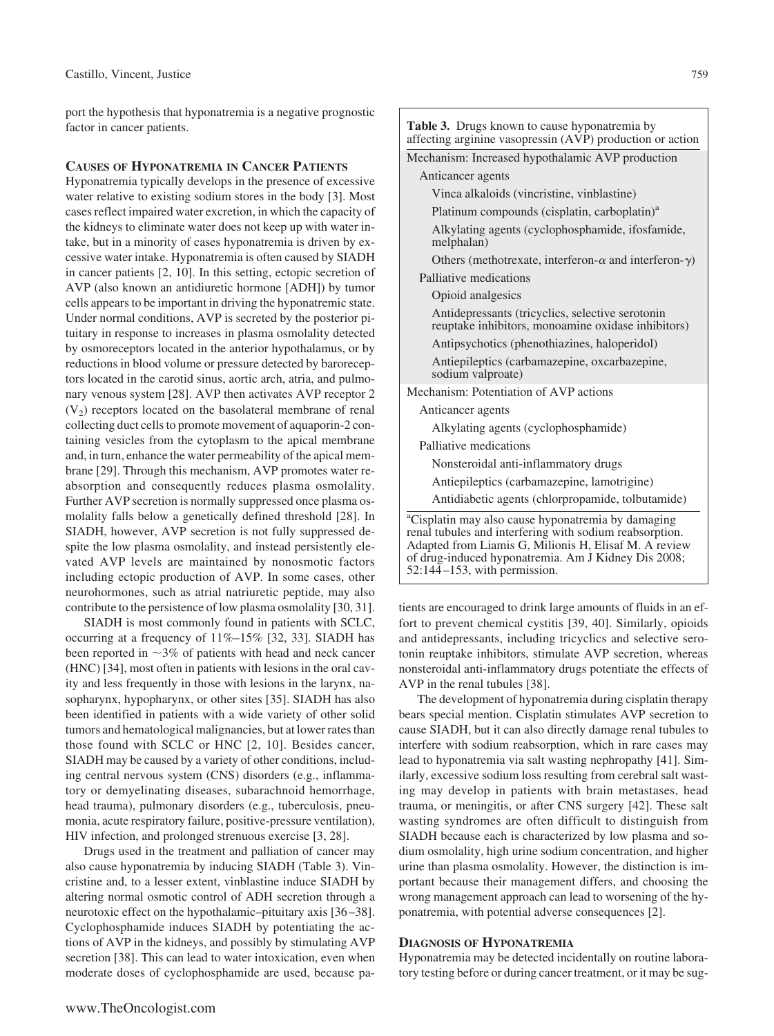port the hypothesis that hyponatremia is a negative prognostic factor in cancer patients.

## Causes of Hyponatremia in Cancer Patients

Hyponatremia typically develops in the presence of excessive water relative to existing sodium stores in the body [3]. Most cases reflect impaired water excretion, in which the capacity of the kidneys to eliminate water does not keep up with water intake, but in a minority of cases hyponatremia is driven by excessive water intake. Hyponatremia is often caused by SIADH in cancer patients [2, 10]. In this setting, ectopic secretion of AVP (also known an antidiuretic hormone [ADH]) by tumor cells appears to be important in driving the hyponatremic state. Under normal conditions, AVP is secreted by the posterior pituitary in response to increases in plasma osmolality detected by osmoreceptors located in the anterior hypothalamus, or by reductions in blood volume or pressure detected by baroreceptors located in the carotid sinus, aortic arch, atria, and pulmonary venous system [28]. AVP then activates AVP receptor 2 ($V_2$) receptors located on the basolateral membrane of renal collecting duct cells to promote movement of aquaporin-2 containing vesicles from the cytoplasm to the apical membrane and, in turn, enhance the water permeability of the apical membrane [29]. Through this mechanism, AVP promotes water reabsorption and consequently reduces plasma osmolality. Further AVP secretion is normally suppressed once plasma osmolality falls below a genetically defined threshold [28]. In SIADH, however, AVP secretion is not fully suppressed despite the low plasma osmolality, and instead persistently elevated AVP levels are maintained by nonosmotic factors including ectopic production of AVP. In some cases, other neurohormones, such as atrial natriuretic peptide, may also contribute to the persistence of low plasma osmolality [30, 31].

SIADH is most commonly found in patients with SCLC, occurring at a frequency of 11%–15% [32, 33]. SIADH has been reported in ~3% of patients with head and neck cancer (HNC) [34], most often in patients with lesions in the oral cavity and less frequently in those with lesions in the larynx, nasopharynx, hypopharynx, or other sites [35]. SIADH has also been identified in patients with a wide variety of other solid tumors and hematological malignancies, but at lower rates than those found with SCLC or HNC [2, 10]. Besides cancer, SIADH may be caused by a variety of other conditions, including central nervous system (CNS) disorders (e.g., inflammatory or demyelinating diseases, subarachnoid hemorrhage, head trauma), pulmonary disorders (e.g., tuberculosis, pneumonia, acute respiratory failure, positive-pressure ventilation), HIV infection, and prolonged strenuous exercise [3, 28].

Drugs used in the treatment and palliation of cancer may also cause hyponatremia by inducing SIADH (Table 3). Vincristine and, to a lesser extent, vinblastine induce SIADH by altering normal osmotic control of ADH secretion through a neurotoxic effect on the hypothalamic–pituitary axis [36–38]. Cyclophosphamide induces SIADH by potentiating the actions of AVP in the kidneys, and possibly by stimulating AVP secretion [38]. This can lead to water intoxication, even when moderate doses of cyclophosphamide are used, because patients are encouraged to drink large amounts of fluids in an effort to prevent chemical cystitis [39, 40]. Similarly, opioids and antidepressants, including tricyclics and selective serotonin reuptake inhibitors, stimulate AVP secretion, whereas nonsteroidal anti-inflammatory drugs potentiate the effects of AVP in the renal tubules [38].

**Table 3.** Drugs known to cause hyponatremia by affecting arginine vasopressin (AVP) production or action

| Mechanism / Drug class |
|---|
| **Mechanism: Increased hypothalamic AVP production** |
| Anticancer agents |
| Vinca alkaloids (vincristine, vinblastine) |
| Platinum compounds (cisplatin, carboplatin)[a] |
| Alkylating agents (cyclophosphamide, ifosfamide, melphalan) |
| Others (methotrexate, interferon-α and interferon-γ) |
| Palliative medications |
| Opioid analgesics |
| Antidepressants (tricyclics, selective serotonin reuptake inhibitors, monoamine oxidase inhibitors) |
| Antipsychotics (phenothiazines, haloperidol) |
| Antiepileptics (carbamazepine, oxcarbazepine, sodium valproate) |
| **Mechanism: Potentiation of AVP actions** |
| Anticancer agents |
| Alkylating agents (cyclophosphamide) |
| Palliative medications |
| Nonsteroidal anti-inflammatory drugs |
| Antiepileptics (carbamazepine, lamotrigine) |
| Antidiabetic agents (chlorpropamide, tolbutamide) |

[a]Cisplatin may also cause hyponatremia by damaging renal tubules and interfering with sodium reabsorption.
Adapted from Liamis G, Milionis H, Elisaf M. A review of drug-induced hyponatremia. Am J Kidney Dis 2008; 52:144–153, with permission.

The development of hyponatremia during cisplatin therapy bears special mention. Cisplatin stimulates AVP secretion to cause SIADH, but it can also directly damage renal tubules to interfere with sodium reabsorption, which in rare cases may lead to hyponatremia via salt wasting nephropathy [41]. Similarly, excessive sodium loss resulting from cerebral salt wasting may develop in patients with brain metastases, head trauma, or meningitis, or after CNS surgery [42]. These salt wasting syndromes are often difficult to distinguish from SIADH because each is characterized by low plasma and sodium osmolality, high urine sodium concentration, and higher urine than plasma osmolality. However, the distinction is important because their management differs, and choosing the wrong management approach can lead to worsening of the hyponatremia, with potential adverse consequences [2].

## Diagnosis of Hyponatremia

Hyponatremia may be detected incidentally on routine laboratory testing before or during cancer treatment, or it may be sug-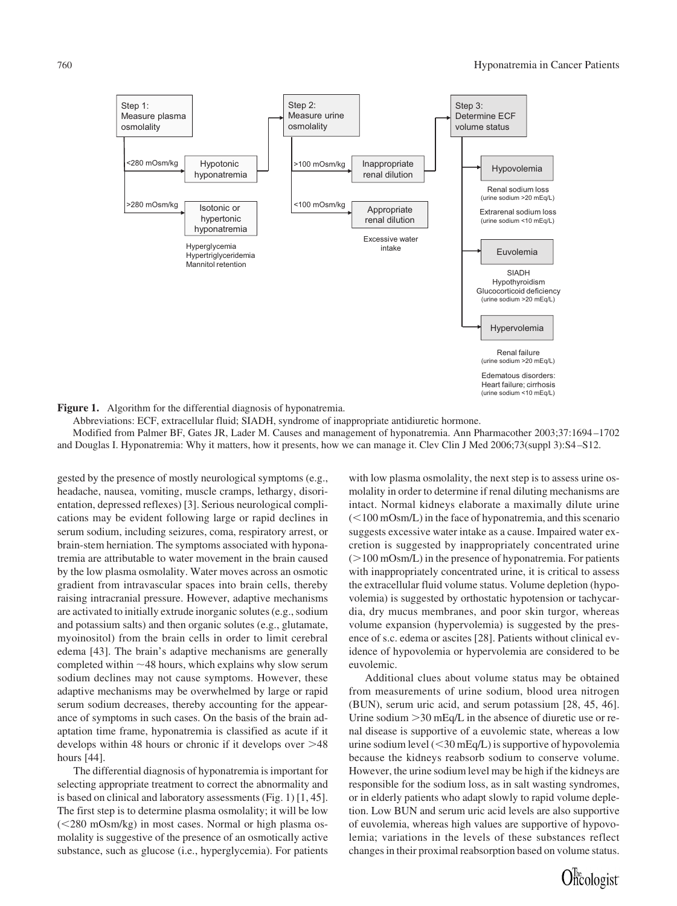Step 1: Measure plasma osmolality
- <280 mOsm/kg → Hypotonic hyponatremia → Step 2
- >280 mOsm/kg → Isotonic or hypertonic hyponatremia
  - Hyperglycemia
  - Hypertriglyceridemia
  - Mannitol retention

Step 2: Measure urine osmolality
- >100 mOsm/kg → Inappropriate renal dilution → Step 3
- <100 mOsm/kg → Appropriate renal dilution
  - Excessive water intake

Step 3: Determine ECF volume status
- Hypovolemia
  - Renal sodium loss (urine sodium >20 mEq/L)
  - Extrarenal sodium loss (urine sodium <10 mEq/L)
- Euvolemia
  - SIADH
  - Hypothyroidism
  - Glucocorticoid deficiency (urine sodium >20 mEq/L)
- Hypervolemia
  - Renal failure (urine sodium >20 mEq/L)
  - Edematous disorders: Heart failure; cirrhosis (urine sodium <10 mEq/L)

**Figure 1.** Algorithm for the differential diagnosis of hyponatremia.

Abbreviations: ECF, extracellular fluid; SIADH, syndrome of inappropriate antidiuretic hormone.

Modified from Palmer BF, Gates JR, Lader M. Causes and management of hyponatremia. Ann Pharmacother 2003;37:1694–1702 and Douglas I. Hyponatremia: Why it matters, how it presents, how we can manage it. Clev Clin J Med 2006;73(suppl 3):S4–S12.

gested by the presence of mostly neurological symptoms (e.g., headache, nausea, vomiting, muscle cramps, lethargy, disorientation, depressed reflexes) [3]. Serious neurological complications may be evident following large or rapid declines in serum sodium, including seizures, coma, respiratory arrest, or brain-stem herniation. The symptoms associated with hyponatremia are attributable to water movement in the brain caused by the low plasma osmolality. Water moves across an osmotic gradient from intravascular spaces into brain cells, thereby raising intracranial pressure. However, adaptive mechanisms are activated to initially extrude inorganic solutes (e.g., sodium and potassium salts) and then organic solutes (e.g., glutamate, myoinositol) from the brain cells in order to limit cerebral edema [43]. The brain's adaptive mechanisms are generally completed within ~48 hours, which explains why slow serum sodium declines may not cause symptoms. However, these adaptive mechanisms may be overwhelmed by large or rapid serum sodium decreases, thereby accounting for the appearance of symptoms in such cases. On the basis of the brain adaptation time frame, hyponatremia is classified as acute if it develops within 48 hours or chronic if it develops over >48 hours [44].

The differential diagnosis of hyponatremia is important for selecting appropriate treatment to correct the abnormality and is based on clinical and laboratory assessments (Fig. 1) [1, 45]. The first step is to determine plasma osmolality; it will be low (<280 mOsm/kg) in most cases. Normal or high plasma osmolality is suggestive of the presence of an osmotically active substance, such as glucose (i.e., hyperglycemia). For patients with low plasma osmolality, the next step is to assess urine osmolality in order to determine if renal diluting mechanisms are intact. Normal kidneys elaborate a maximally dilute urine (<100 mOsm/L) in the face of hyponatremia, and this scenario suggests excessive water intake as a cause. Impaired water excretion is suggested by inappropriately concentrated urine (>100 mOsm/L) in the presence of hyponatremia. For patients with inappropriately concentrated urine, it is critical to assess the extracellular fluid volume status. Volume depletion (hypovolemia) is suggested by orthostatic hypotension or tachycardia, dry mucus membranes, and poor skin turgor, whereas volume expansion (hypervolemia) is suggested by the presence of s.c. edema or ascites [28]. Patients without clinical evidence of hypovolemia or hypervolemia are considered to be euvolemic.

Additional clues about volume status may be obtained from measurements of urine sodium, blood urea nitrogen (BUN), serum uric acid, and serum potassium [28, 45, 46]. Urine sodium >30 mEq/L in the absence of diuretic use or renal disease is supportive of a euvolemic state, whereas a low urine sodium level (<30 mEq/L) is supportive of hypovolemia because the kidneys reabsorb sodium to conserve volume. However, the urine sodium level may be high if the kidneys are responsible for the sodium loss, as in salt wasting syndromes, or in elderly patients who adapt slowly to rapid volume depletion. Low BUN and serum uric acid levels are also supportive of euvolemia, whereas high values are supportive of hypovolemia; variations in the levels of these substances reflect changes in their proximal reabsorption based on volume status.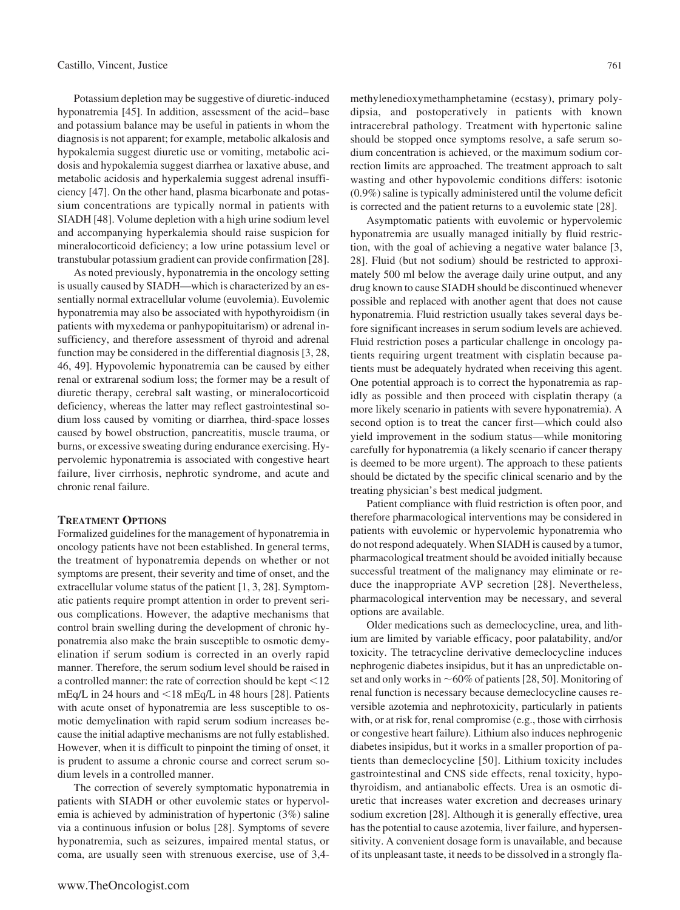Potassium depletion may be suggestive of diuretic-induced hyponatremia [45]. In addition, assessment of the acid–base and potassium balance may be useful in patients in whom the diagnosis is not apparent; for example, metabolic alkalosis and hypokalemia suggest diuretic use or vomiting, metabolic acidosis and hypokalemia suggest diarrhea or laxative abuse, and metabolic acidosis and hyperkalemia suggest adrenal insufficiency [47]. On the other hand, plasma bicarbonate and potassium concentrations are typically normal in patients with SIADH [48]. Volume depletion with a high urine sodium level and accompanying hyperkalemia should raise suspicion for mineralocorticoid deficiency; a low urine potassium level or transtubular potassium gradient can provide confirmation [28].

As noted previously, hyponatremia in the oncology setting is usually caused by SIADH—which is characterized by an essentially normal extracellular volume (euvolemia). Euvolemic hyponatremia may also be associated with hypothyroidism (in patients with myxedema or panhypopituitarism) or adrenal insufficiency, and therefore assessment of thyroid and adrenal function may be considered in the differential diagnosis [3, 28, 46, 49]. Hypovolemic hyponatremia can be caused by either renal or extrarenal sodium loss; the former may be a result of diuretic therapy, cerebral salt wasting, or mineralocorticoid deficiency, whereas the latter may reflect gastrointestinal sodium loss caused by vomiting or diarrhea, third-space losses caused by bowel obstruction, pancreatitis, muscle trauma, or burns, or excessive sweating during endurance exercising. Hypervolemic hyponatremia is associated with congestive heart failure, liver cirrhosis, nephrotic syndrome, and acute and chronic renal failure.

## Treatment Options

Formalized guidelines for the management of hyponatremia in oncology patients have not been established. In general terms, the treatment of hyponatremia depends on whether or not symptoms are present, their severity and time of onset, and the extracellular volume status of the patient [1, 3, 28]. Symptomatic patients require prompt attention in order to prevent serious complications. However, the adaptive mechanisms that control brain swelling during the development of chronic hyponatremia also make the brain susceptible to osmotic demyelination if serum sodium is corrected in an overly rapid manner. Therefore, the serum sodium level should be raised in a controlled manner: the rate of correction should be kept <12 mEq/L in 24 hours and <18 mEq/L in 48 hours [28]. Patients with acute onset of hyponatremia are less susceptible to osmotic demyelination with rapid serum sodium increases because the initial adaptive mechanisms are not fully established. However, when it is difficult to pinpoint the timing of onset, it is prudent to assume a chronic course and correct serum sodium levels in a controlled manner.

The correction of severely symptomatic hyponatremia in patients with SIADH or other euvolemic states or hypervolemia is achieved by administration of hypertonic (3%) saline via a continuous infusion or bolus [28]. Symptoms of severe hyponatremia, such as seizures, impaired mental status, or coma, are usually seen with strenuous exercise, use of 3,4-methylenedioxymethamphetamine (ecstasy), primary polydipsia, and postoperatively in patients with known intracerebral pathology. Treatment with hypertonic saline should be stopped once symptoms resolve, a safe serum sodium concentration is achieved, or the maximum sodium correction limits are approached. The treatment approach to salt wasting and other hypovolemic conditions differs: isotonic (0.9%) saline is typically administered until the volume deficit is corrected and the patient returns to a euvolemic state [28].

Asymptomatic patients with euvolemic or hypervolemic hyponatremia are usually managed initially by fluid restriction, with the goal of achieving a negative water balance [3, 28]. Fluid (but not sodium) should be restricted to approximately 500 ml below the average daily urine output, and any drug known to cause SIADH should be discontinued whenever possible and replaced with another agent that does not cause hyponatremia. Fluid restriction usually takes several days before significant increases in serum sodium levels are achieved. Fluid restriction poses a particular challenge in oncology patients requiring urgent treatment with cisplatin because patients must be adequately hydrated when receiving this agent. One potential approach is to correct the hyponatremia as rapidly as possible and then proceed with cisplatin therapy (a more likely scenario in patients with severe hyponatremia). A second option is to treat the cancer first—which could also yield improvement in the sodium status—while monitoring carefully for hyponatremia (a likely scenario if cancer therapy is deemed to be more urgent). The approach to these patients should be dictated by the specific clinical scenario and by the treating physician's best medical judgment.

Patient compliance with fluid restriction is often poor, and therefore pharmacological interventions may be considered in patients with euvolemic or hypervolemic hyponatremia who do not respond adequately. When SIADH is caused by a tumor, pharmacological treatment should be avoided initially because successful treatment of the malignancy may eliminate or reduce the inappropriate AVP secretion [28]. Nevertheless, pharmacological intervention may be necessary, and several options are available.

Older medications such as demeclocycline, urea, and lithium are limited by variable efficacy, poor palatability, and/or toxicity. The tetracycline derivative demeclocycline induces nephrogenic diabetes insipidus, but it has an unpredictable onset and only works in ~60% of patients [28, 50]. Monitoring of renal function is necessary because demeclocycline causes reversible azotemia and nephrotoxicity, particularly in patients with, or at risk for, renal compromise (e.g., those with cirrhosis or congestive heart failure). Lithium also induces nephrogenic diabetes insipidus, but it works in a smaller proportion of patients than demeclocycline [50]. Lithium toxicity includes gastrointestinal and CNS side effects, renal toxicity, hypothyroidism, and antianabolic effects. Urea is an osmotic diuretic that increases water excretion and decreases urinary sodium excretion [28]. Although it is generally effective, urea has the potential to cause azotemia, liver failure, and hypersensitivity. A convenient dosage form is unavailable, and because of its unpleasant taste, it needs to be dissolved in a strongly fla-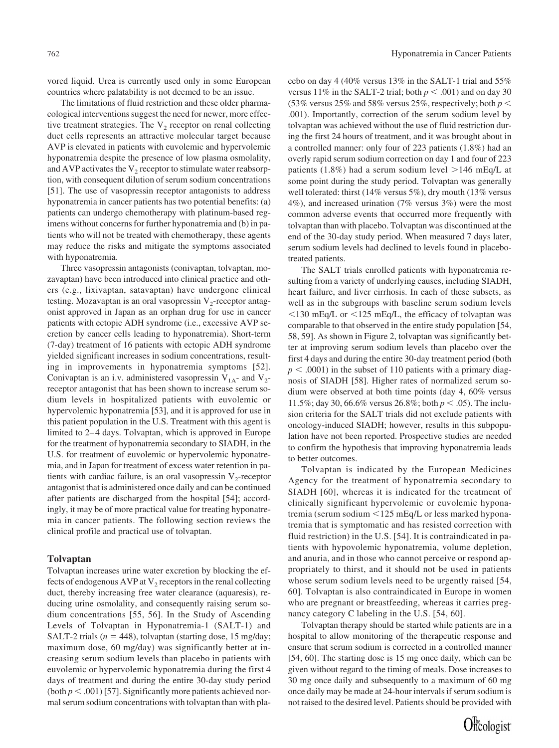vored liquid. Urea is currently used only in some European countries where palatability is not deemed to be an issue.

The limitations of fluid restriction and these older pharmacological interventions suggest the need for newer, more effective treatment strategies. The $V_2$ receptor on renal collecting duct cells represents an attractive molecular target because AVP is elevated in patients with euvolemic and hypervolemic hyponatremia despite the presence of low plasma osmolality, and AVP activates the $V_2$ receptor to stimulate water reabsorption, with consequent dilution of serum sodium concentrations [51]. The use of vasopressin receptor antagonists to address hyponatremia in cancer patients has two potential benefits: (a) patients can undergo chemotherapy with platinum-based regimens without concerns for further hyponatremia and (b) in patients who will not be treated with chemotherapy, these agents may reduce the risks and mitigate the symptoms associated with hyponatremia.

Three vasopressin antagonists (conivaptan, tolvaptan, mozavaptan) have been introduced into clinical practice and others (e.g., lixivaptan, satavaptan) have undergone clinical testing. Mozavaptan is an oral vasopressin $V_2$-receptor antagonist approved in Japan as an orphan drug for use in cancer patients with ectopic ADH syndrome (i.e., excessive AVP secretion by cancer cells leading to hyponatremia). Short-term (7-day) treatment of 16 patients with ectopic ADH syndrome yielded significant increases in sodium concentrations, resulting in improvements in hyponatremia symptoms [52]. Conivaptan is an i.v. administered vasopressin $V_{1A}$- and $V_2$-receptor antagonist that has been shown to increase serum sodium levels in hospitalized patients with euvolemic or hypervolemic hyponatremia [53], and it is approved for use in this patient population in the U.S. Treatment with this agent is limited to 2–4 days. Tolvaptan, which is approved in Europe for the treatment of hyponatremia secondary to SIADH, in the U.S. for treatment of euvolemic or hypervolemic hyponatremia, and in Japan for treatment of excess water retention in patients with cardiac failure, is an oral vasopressin $V_2$-receptor antagonist that is administered once daily and can be continued after patients are discharged from the hospital [54]; accordingly, it may be of more practical value for treating hyponatremia in cancer patients. The following section reviews the clinical profile and practical use of tolvaptan.

## Tolvaptan

Tolvaptan increases urine water excretion by blocking the effects of endogenous AVP at $V_2$ receptors in the renal collecting duct, thereby increasing free water clearance (aquaresis), reducing urine osmolality, and consequently raising serum sodium concentrations [55, 56]. In the Study of Ascending Levels of Tolvaptan in Hyponatremia-1 (SALT-1) and SALT-2 trials ($n = 448$), tolvaptan (starting dose, 15 mg/day; maximum dose, 60 mg/day) was significantly better at increasing serum sodium levels than placebo in patients with euvolemic or hypervolemic hyponatremia during the first 4 days of treatment and during the entire 30-day study period (both $p < .001$) [57]. Significantly more patients achieved normal serum sodium concentrations with tolvaptan than with placebo on day 4 (40% versus 13% in the SALT-1 trial and 55% versus 11% in the SALT-2 trial; both $p < .001$) and on day 30 (53% versus 25% and 58% versus 25%, respectively; both $p < .001$). Importantly, correction of the serum sodium level by tolvaptan was achieved without the use of fluid restriction during the first 24 hours of treatment, and it was brought about in a controlled manner: only four of 223 patients (1.8%) had an overly rapid serum sodium correction on day 1 and four of 223 patients (1.8%) had a serum sodium level >146 mEq/L at some point during the study period. Tolvaptan was generally well tolerated: thirst (14% versus 5%), dry mouth (13% versus 4%), and increased urination (7% versus 3%) were the most common adverse events that occurred more frequently with tolvaptan than with placebo. Tolvaptan was discontinued at the end of the 30-day study period. When measured 7 days later, serum sodium levels had declined to levels found in placebo-treated patients.

The SALT trials enrolled patients with hyponatremia resulting from a variety of underlying causes, including SIADH, heart failure, and liver cirrhosis. In each of these subsets, as well as in the subgroups with baseline serum sodium levels <130 mEq/L or <125 mEq/L, the efficacy of tolvaptan was comparable to that observed in the entire study population [54, 58, 59]. As shown in Figure 2, tolvaptan was significantly better at improving serum sodium levels than placebo over the first 4 days and during the entire 30-day treatment period (both $p < .0001$) in the subset of 110 patients with a primary diagnosis of SIADH [58]. Higher rates of normalized serum sodium were observed at both time points (day 4, 60% versus 11.5%; day 30, 66.6% versus 26.8%; both $p < .05$). The inclusion criteria for the SALT trials did not exclude patients with oncology-induced SIADH; however, results in this subpopulation have not been reported. Prospective studies are needed to confirm the hypothesis that improving hyponatremia leads to better outcomes.

Tolvaptan is indicated by the European Medicines Agency for the treatment of hyponatremia secondary to SIADH [60], whereas it is indicated for the treatment of clinically significant hypervolemic or euvolemic hyponatremia (serum sodium <125 mEq/L or less marked hyponatremia that is symptomatic and has resisted correction with fluid restriction) in the U.S. [54]. It is contraindicated in patients with hypovolemic hyponatremia, volume depletion, and anuria, and in those who cannot perceive or respond appropriately to thirst, and it should not be used in patients whose serum sodium levels need to be urgently raised [54, 60]. Tolvaptan is also contraindicated in Europe in women who are pregnant or breastfeeding, whereas it carries pregnancy category C labeling in the U.S. [54, 60].

Tolvaptan therapy should be started while patients are in a hospital to allow monitoring of the therapeutic response and ensure that serum sodium is corrected in a controlled manner [54, 60]. The starting dose is 15 mg once daily, which can be given without regard to the timing of meals. Dose increases to 30 mg once daily and subsequently to a maximum of 60 mg once daily may be made at 24-hour intervals if serum sodium is not raised to the desired level. Patients should be provided with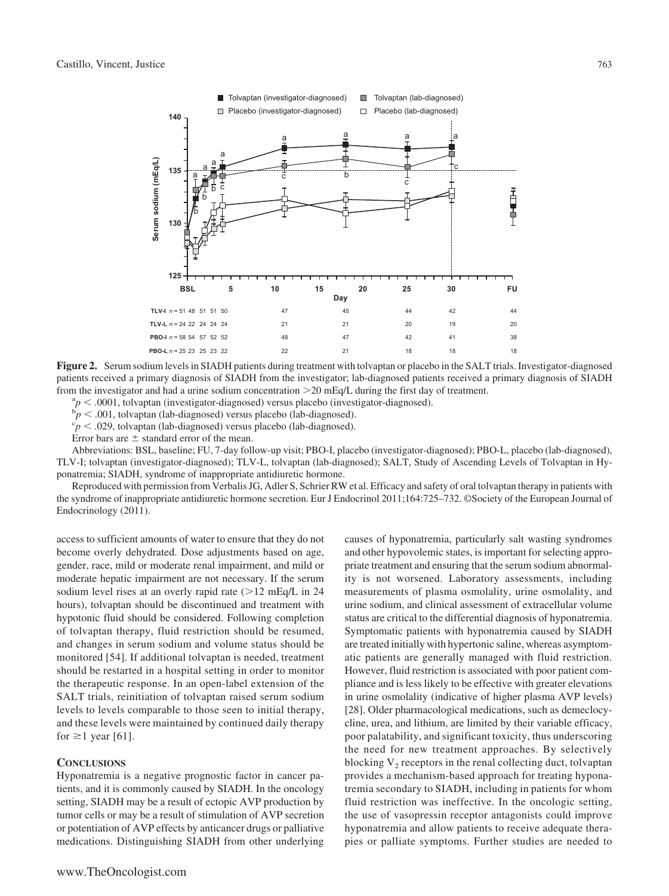**Figure 2.** Serum sodium levels in SIADH patients during treatment with tolvaptan or placebo in the SALT trials. Investigator-diagnosed patients received a primary diagnosis of SIADH from the investigator; lab-diagnosed patients received a primary diagnosis of SIADH from the investigator and had a urine sodium concentration >20 mEq/L during the first day of treatment.

[a]$p < .0001$, tolvaptan (investigator-diagnosed) versus placebo (investigator-diagnosed).

[b]$p < .001$, tolvaptan (lab-diagnosed) versus placebo (lab-diagnosed).

[c]$p < .029$, tolvaptan (lab-diagnosed) versus placebo (lab-diagnosed).

Error bars are ± standard error of the mean.

Abbreviations: BSL, baseline; FU, 7-day follow-up visit; PBO-I, placebo (investigator-diagnosed); PBO-L, placebo (lab-diagnosed), TLV-I; tolvaptan (investigator-diagnosed); TLV-L, tolvaptan (lab-diagnosed); SALT, Study of Ascending Levels of Tolvaptan in Hyponatremia; SIADH, syndrome of inappropriate antidiuretic hormone.

Reproduced with permission from Verbalis JG, Adler S, Schrier RW et al. Efficacy and safety of oral tolvaptan therapy in patients with the syndrome of inappropriate antidiuretic hormone secretion. Eur J Endocrinol 2011;164:725–732. ©Society of the European Journal of Endocrinology (2011).

access to sufficient amounts of water to ensure that they do not become overly dehydrated. Dose adjustments based on age, gender, race, mild or moderate renal impairment, and mild or moderate hepatic impairment are not necessary. If the serum sodium level rises at an overly rapid rate (>12 mEq/L in 24 hours), tolvaptan should be discontinued and treatment with hypotonic fluid should be considered. Following completion of tolvaptan therapy, fluid restriction should be resumed, and changes in serum sodium and volume status should be monitored [54]. If additional tolvaptan is needed, treatment should be restarted in a hospital setting in order to monitor the therapeutic response. In an open-label extension of the SALT trials, reinitiation of tolvaptan raised serum sodium levels to levels comparable to those seen to initial therapy, and these levels were maintained by continued daily therapy for ≥1 year [61].

## Conclusions

Hyponatremia is a negative prognostic factor in cancer patients, and it is commonly caused by SIADH. In the oncology setting, SIADH may be a result of ectopic AVP production by tumor cells or may be a result of stimulation of AVP secretion or potentiation of AVP effects by anticancer drugs or palliative medications. Distinguishing SIADH from other underlying causes of hyponatremia, particularly salt wasting syndromes and other hypovolemic states, is important for selecting appropriate treatment and ensuring that the serum sodium abnormality is not worsened. Laboratory assessments, including measurements of plasma osmolality, urine osmolality, and urine sodium, and clinical assessment of extracellular volume status are critical to the differential diagnosis of hyponatremia. Symptomatic patients with hyponatremia caused by SIADH are treated initially with hypertonic saline, whereas asymptomatic patients are generally managed with fluid restriction. However, fluid restriction is associated with poor patient compliance and is less likely to be effective with greater elevations in urine osmolality (indicative of higher plasma AVP levels) [28]. Older pharmacological medications, such as demeclocycline, urea, and lithium, are limited by their variable efficacy, poor palatability, and significant toxicity, thus underscoring the need for new treatment approaches. By selectively blocking $V_2$ receptors in the renal collecting duct, tolvaptan provides a mechanism-based approach for treating hyponatremia secondary to SIADH, including in patients for whom fluid restriction was ineffective. In the oncologic setting, the use of vasopressin receptor antagonists could improve hyponatremia and allow patients to receive adequate therapies or palliate symptoms. Further studies are needed to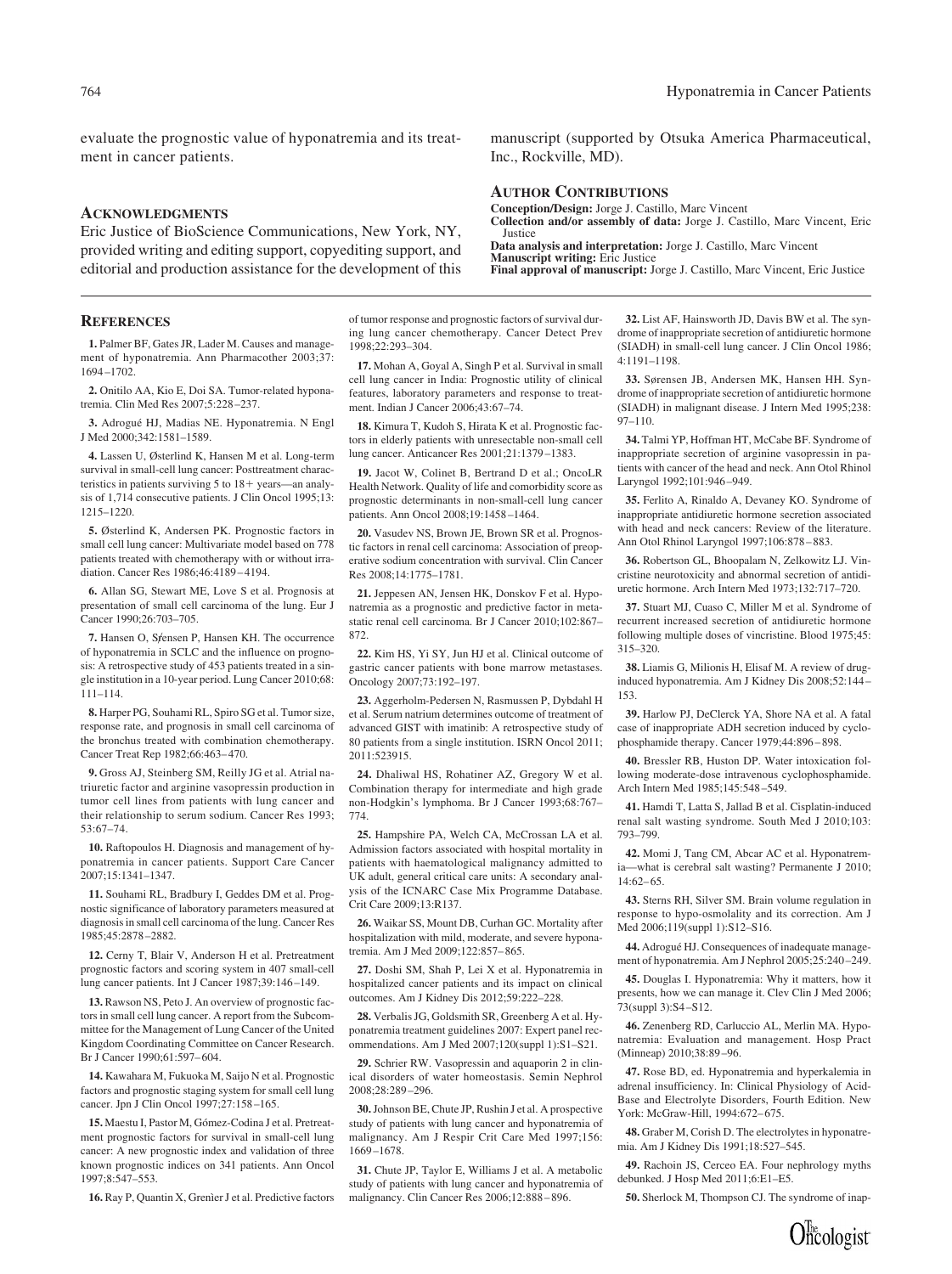evaluate the prognostic value of hyponatremia and its treatment in cancer patients.

## Acknowledgments

Eric Justice of BioScience Communications, New York, NY, provided writing and editing support, copyediting support, and editorial and production assistance for the development of this manuscript (supported by Otsuka America Pharmaceutical, Inc., Rockville, MD).

## Author Contributions

**Conception/Design:** Jorge J. Castillo, Marc Vincent
**Collection and/or assembly of data:** Jorge J. Castillo, Marc Vincent, Eric Justice
**Data analysis and interpretation:** Jorge J. Castillo, Marc Vincent
**Manuscript writing:** Eric Justice
**Final approval of manuscript:** Jorge J. Castillo, Marc Vincent, Eric Justice

## References

**1.** Palmer BF, Gates JR, Lader M. Causes and management of hyponatremia. Ann Pharmacother 2003;37:1694–1702.

**2.** Onitilo AA, Kio E, Doi SA. Tumor-related hyponatremia. Clin Med Res 2007;5:228–237.

**3.** Adrogué HJ, Madias NE. Hyponatremia. N Engl J Med 2000;342:1581–1589.

**4.** Lassen U, Østerlind K, Hansen M et al. Long-term survival in small-cell lung cancer: Posttreatment characteristics in patients surviving 5 to 18+ years—an analysis of 1,714 consecutive patients. J Clin Oncol 1995;13:1215–1220.

**5.** Østerlind K, Andersen PK. Prognostic factors in small cell lung cancer: Multivariate model based on 778 patients treated with chemotherapy with or without irradiation. Cancer Res 1986;46:4189–4194.

**6.** Allan SG, Stewart ME, Love S et al. Prognosis at presentation of small cell carcinoma of the lung. Eur J Cancer 1990;26:703–705.

**7.** Hansen O, Sѓensen P, Hansen KH. The occurrence of hyponatremia in SCLC and the influence on prognosis: A retrospective study of 453 patients treated in a single institution in a 10-year period. Lung Cancer 2010;68:111–114.

**8.** Harper PG, Souhami RL, Spiro SG et al. Tumor size, response rate, and prognosis in small cell carcinoma of the bronchus treated with combination chemotherapy. Cancer Treat Rep 1982;66:463–470.

**9.** Gross AJ, Steinberg SM, Reilly JG et al. Atrial natriuretic factor and arginine vasopressin production in tumor cell lines from patients with lung cancer and their relationship to serum sodium. Cancer Res 1993;53:67–74.

**10.** Raftopoulos H. Diagnosis and management of hyponatremia in cancer patients. Support Care Cancer 2007;15:1341–1347.

**11.** Souhami RL, Bradbury I, Geddes DM et al. Prognostic significance of laboratory parameters measured at diagnosis in small cell carcinoma of the lung. Cancer Res 1985;45:2878–2882.

**12.** Cerny T, Blair V, Anderson H et al. Pretreatment prognostic factors and scoring system in 407 small-cell lung cancer patients. Int J Cancer 1987;39:146–149.

**13.** Rawson NS, Peto J. An overview of prognostic factors in small cell lung cancer. A report from the Subcommittee for the Management of Lung Cancer of the United Kingdom Coordinating Committee on Cancer Research. Br J Cancer 1990;61:597–604.

**14.** Kawahara M, Fukuoka M, Saijo N et al. Prognostic factors and prognostic staging system for small cell lung cancer. Jpn J Clin Oncol 1997;27:158–165.

**15.** Maestu I, Pastor M, Gómez-Codina J et al. Pretreatment prognostic factors for survival in small-cell lung cancer: A new prognostic index and validation of three known prognostic indices on 341 patients. Ann Oncol 1997;8:547–553.

**16.** Ray P, Quantin X, Grenìer J et al. Predictive factors of tumor response and prognostic factors of survival during lung cancer chemotherapy. Cancer Detect Prev 1998;22:293–304.

**17.** Mohan A, Goyal A, Singh P et al. Survival in small cell lung cancer in India: Prognostic utility of clinical features, laboratory parameters and response to treatment. Indian J Cancer 2006;43:67–74.

**18.** Kimura T, Kudoh S, Hirata K et al. Prognostic factors in elderly patients with unresectable non-small cell lung cancer. Anticancer Res 2001;21:1379–1383.

**19.** Jacot W, Colinet B, Bertrand D et al.; OncoLR Health Network. Quality of life and comorbidity score as prognostic determinants in non-small-cell lung cancer patients. Ann Oncol 2008;19:1458–1464.

**20.** Vasudev NS, Brown JE, Brown SR et al. Prognostic factors in renal cell carcinoma: Association of preoperative sodium concentration with survival. Clin Cancer Res 2008;14:1775–1781.

**21.** Jeppesen AN, Jensen HK, Donskov F et al. Hyponatremia as a prognostic and predictive factor in metastatic renal cell carcinoma. Br J Cancer 2010;102:867–872.

**22.** Kim HS, Yi SY, Jun HJ et al. Clinical outcome of gastric cancer patients with bone marrow metastases. Oncology 2007;73:192–197.

**23.** Aggerholm-Pedersen N, Rasmussen P, Dybdahl H et al. Serum natrium determines outcome of treatment of advanced GIST with imatinib: A retrospective study of 80 patients from a single institution. ISRN Oncol 2011;2011:523915.

**24.** Dhaliwal HS, Rohatiner AZ, Gregory W et al. Combination therapy for intermediate and high grade non-Hodgkin's lymphoma. Br J Cancer 1993;68:767–774.

**25.** Hampshire PA, Welch CA, McCrossan LA et al. Admission factors associated with hospital mortality in patients with haematological malignancy admitted to UK adult, general critical care units: A secondary analysis of the ICNARC Case Mix Programme Database. Crit Care 2009;13:R137.

**26.** Waikar SS, Mount DB, Curhan GC. Mortality after hospitalization with mild, moderate, and severe hyponatremia. Am J Med 2009;122:857–865.

**27.** Doshi SM, Shah P, Lei X et al. Hyponatremia in hospitalized cancer patients and its impact on clinical outcomes. Am J Kidney Dis 2012;59:222–228.

**28.** Verbalis JG, Goldsmith SR, Greenberg A et al. Hyponatremia treatment guidelines 2007: Expert panel recommendations. Am J Med 2007;120(suppl 1):S1–S21.

**29.** Schrier RW. Vasopressin and aquaporin 2 in clinical disorders of water homeostasis. Semin Nephrol 2008;28:289–296.

**30.** Johnson BE, Chute JP, Rushin J et al. A prospective study of patients with lung cancer and hyponatremia of malignancy. Am J Respir Crit Care Med 1997;156:1669–1678.

**31.** Chute JP, Taylor E, Williams J et al. A metabolic study of patients with lung cancer and hyponatremia of malignancy. Clin Cancer Res 2006;12:888–896.

**32.** List AF, Hainsworth JD, Davis BW et al. The syndrome of inappropriate secretion of antidiuretic hormone (SIADH) in small-cell lung cancer. J Clin Oncol 1986;4:1191–1198.

**33.** Sørensen JB, Andersen MK, Hansen HH. Syndrome of inappropriate secretion of antidiuretic hormone (SIADH) in malignant disease. J Intern Med 1995;238:97–110.

**34.** Talmi YP, Hoffman HT, McCabe BF. Syndrome of inappropriate secretion of arginine vasopressin in patients with cancer of the head and neck. Ann Otol Rhinol Laryngol 1992;101:946–949.

**35.** Ferlito A, Rinaldo A, Devaney KO. Syndrome of inappropriate antidiuretic hormone secretion associated with head and neck cancers: Review of the literature. Ann Otol Rhinol Laryngol 1997;106:878–883.

**36.** Robertson GL, Bhoopalam N, Zelkowitz LJ. Vincristine neurotoxicity and abnormal secretion of antidiuretic hormone. Arch Intern Med 1973;132:717–720.

**37.** Stuart MJ, Cuaso C, Miller M et al. Syndrome of recurrent increased secretion of antidiuretic hormone following multiple doses of vincristine. Blood 1975;45:315–320.

**38.** Liamis G, Milionis H, Elisaf M. A review of drug-induced hyponatremia. Am J Kidney Dis 2008;52:144–153.

**39.** Harlow PJ, DeClerck YA, Shore NA et al. A fatal case of inappropriate ADH secretion induced by cyclophosphamide therapy. Cancer 1979;44:896–898.

**40.** Bressler RB, Huston DP. Water intoxication following moderate-dose intravenous cyclophosphamide. Arch Intern Med 1985;145:548–549.

**41.** Hamdi T, Latta S, Jallad B et al. Cisplatin-induced renal salt wasting syndrome. South Med J 2010;103:793–799.

**42.** Momi J, Tang CM, Abcar AC et al. Hyponatremia—what is cerebral salt wasting? Permanente J 2010;14:62–65.

**43.** Sterns RH, Silver SM. Brain volume regulation in response to hypo-osmolality and its correction. Am J Med 2006;119(suppl 1):S12–S16.

**44.** Adrogué HJ. Consequences of inadequate management of hyponatremia. Am J Nephrol 2005;25:240–249.

**45.** Douglas I. Hyponatremia: Why it matters, how it presents, how we can manage it. Clev Clin J Med 2006;73(suppl 3):S4–S12.

**46.** Zenenberg RD, Carluccio AL, Merlin MA. Hyponatremia: Evaluation and management. Hosp Pract (Minneap) 2010;38:89–96.

**47.** Rose BD, ed. Hyponatremia and hyperkalemia in adrenal insufficiency. In: Clinical Physiology of Acid-Base and Electrolyte Disorders, Fourth Edition. New York: McGraw-Hill, 1994:672–675.

**48.** Graber M, Corish D. The electrolytes in hyponatremia. Am J Kidney Dis 1991;18:527–545.

**49.** Rachoin JS, Cerceo EA. Four nephrology myths debunked. J Hosp Med 2011;6:E1–E5.

**50.** Sherlock M, Thompson CJ. The syndrome of inap-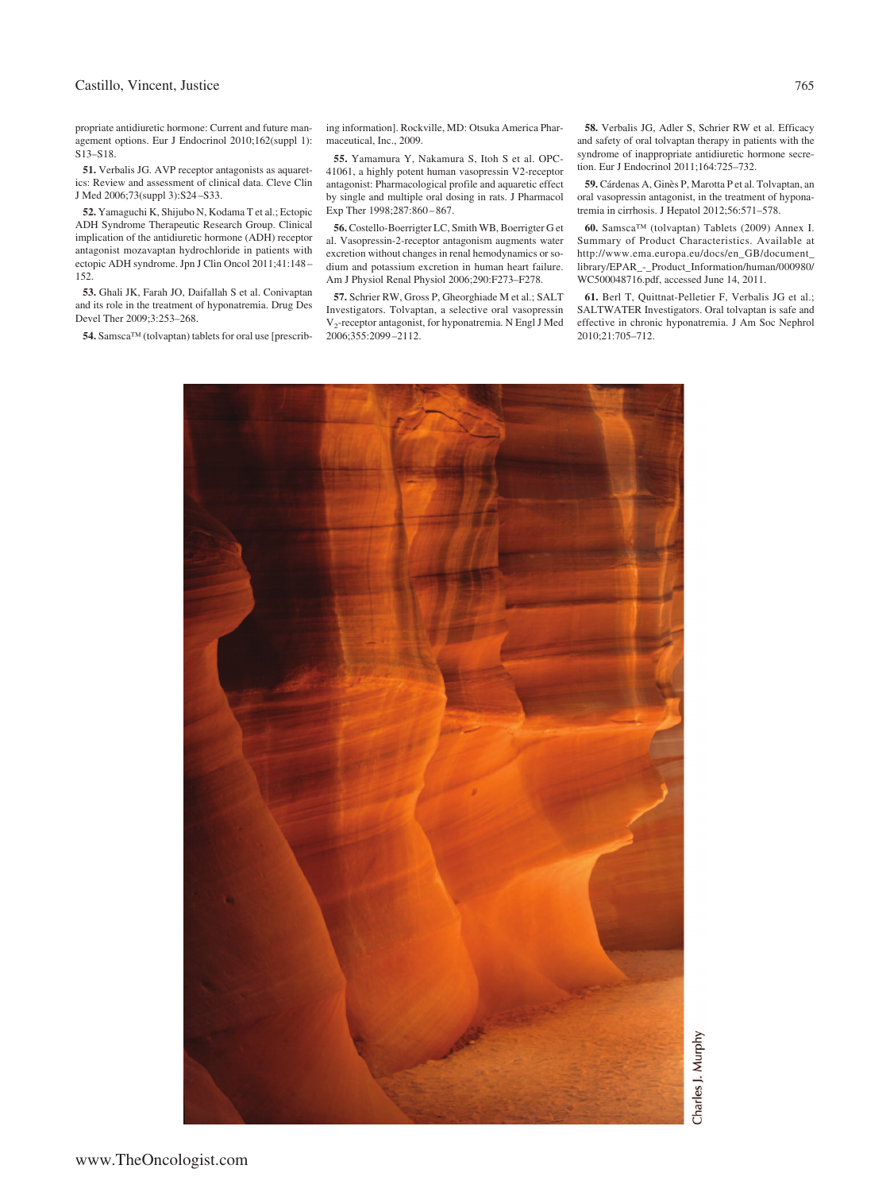propriate antidiuretic hormone: Current and future management options. Eur J Endocrinol 2010;162(suppl 1):S13–S18.

**51.** Verbalis JG. AVP receptor antagonists as aquaretics: Review and assessment of clinical data. Cleve Clin J Med 2006;73(suppl 3):S24–S33.

**52.** Yamaguchi K, Shijubo N, Kodama T et al.; Ectopic ADH Syndrome Therapeutic Research Group. Clinical implication of the antidiuretic hormone (ADH) receptor antagonist mozavaptan hydrochloride in patients with ectopic ADH syndrome. Jpn J Clin Oncol 2011;41:148–152.

**53.** Ghali JK, Farah JO, Daifallah S et al. Conivaptan and its role in the treatment of hyponatremia. Drug Des Devel Ther 2009;3:253–268.

**54.** Samsca™ (tolvaptan) tablets for oral use [prescribing information]. Rockville, MD: Otsuka America Pharmaceutical, Inc., 2009.

**55.** Yamamura Y, Nakamura S, Itoh S et al. OPC-41061, a highly potent human vasopressin V2-receptor antagonist: Pharmacological profile and aquaretic effect by single and multiple oral dosing in rats. J Pharmacol Exp Ther 1998;287:860–867.

**56.** Costello-Boerrigter LC, Smith WB, Boerrigter G et al. Vasopressin-2-receptor antagonism augments water excretion without changes in renal hemodynamics or sodium and potassium excretion in human heart failure. Am J Physiol Renal Physiol 2006;290:F273–F278.

**57.** Schrier RW, Gross P, Gheorghiade M et al.; SALT Investigators. Tolvaptan, a selective oral vasopressin $V_2$-receptor antagonist, for hyponatremia. N Engl J Med 2006;355:2099–2112.

**58.** Verbalis JG, Adler S, Schrier RW et al. Efficacy and safety of oral tolvaptan therapy in patients with the syndrome of inappropriate antidiuretic hormone secretion. Eur J Endocrinol 2011;164:725–732.

**59.** Cárdenas A, Ginès P, Marotta P et al. Tolvaptan, an oral vasopressin antagonist, in the treatment of hyponatremia in cirrhosis. J Hepatol 2012;56:571–578.

**60.** Samsca™ (tolvaptan) Tablets (2009) Annex I. Summary of Product Characteristics. Available at http://www.ema.europa.eu/docs/en_GB/document_library/EPAR_-_Product_Information/human/000980/WC500048716.pdf, accessed June 14, 2011.

**61.** Berl T, Quittnat-Pelletier F, Verbalis JG et al.; SALTWATER Investigators. Oral tolvaptan is safe and effective in chronic hyponatremia. J Am Soc Nephrol 2010;21:705–712.

Charles J. Murphy